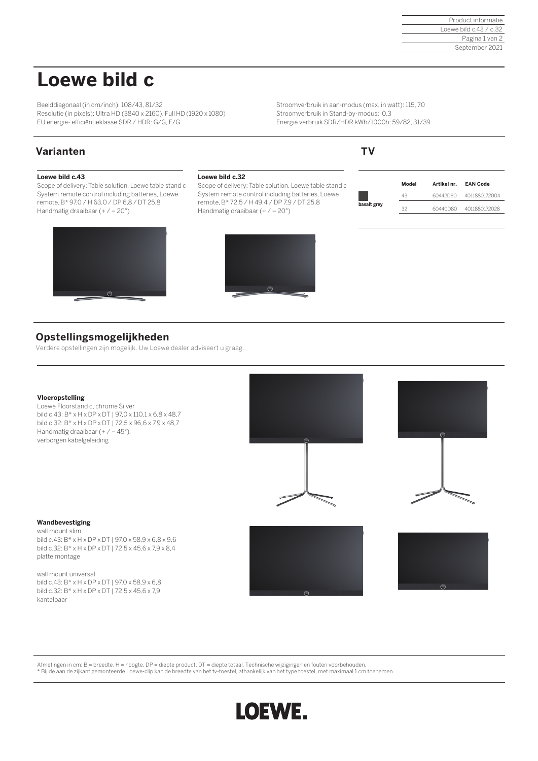# Loewe bild c

Beelddiagonaal (in cm/inch): 108/43, 81/32
Resolutie (in pixels): Ultra HD (3840 x 2160), Full HD (1920 x 1080)
EU energie- efficiëntieklasse SDR / HDR: G/G, F/G

Stroomverbruik in aan-modus (max. in watt): 115, 70
Stroomverbruik in Stand-by-modus: 0,3
Energie verbruik SDR/HDR kWh/1000h: 59/82, 31/39

## Varianten

**Loewe bild c.43**
Scope of delivery: Table solution, Loewe table stand c System remote control including batteries, Loewe remote, B* 97,0 / H 63,0 / DP 6,8 / DT 25,8
Handmatig draaibaar (+ / − 20°)

**Loewe bild c.32**
Scope of delivery: Table solution, Loewe table stand c System remote control including batteries, Loewe remote, B* 72,5 / H 49,4 / DP 7,9 / DT 25,8
Handmatig draaibaar (+ / − 20°)

## TV

| | Model | Artikel nr. | EAN Code |
|---|---|---|---|
| basalt grey | 43 | 60442D90 | 4011880172004 |
| | 32 | 60440D80 | 4011880172028 |

## Opstellingsmogelijkheden

Verdere opstellingen zijn mogelijk. Uw Loewe dealer adviseert u graag.

**Vloeropstelling**
Loewe Floorstand c, chrome Silver
bild c.43: B* x H x DP x DT | 97,0 x 110,1 x 6,8 x 48,7
bild c.32: B* x H x DP x DT | 72,5 x 96,6 x 7,9 x 48,7
Handmatig draaibaar (+ / − 45°),
verborgen kabelgeleiding

**Wandbevestiging**
wall mount slim
bild c.43: B* x H x DP x DT | 97,0 x 58,9 x 6,8 x 9,6
bild c.32: B* x H x DP x DT | 72,5 x 45,6 x 7,9 x 8,4
platte montage

wall mount universal
bild c.43: B* x H x DP x DT | 97,0 x 58,9 x 6,8
bild c.32: B* x H x DP x DT | 72,5 x 45,6 x 7,9
kantelbaar

Afmetingen in cm: B = breedte, H = hoogte, DP = diepte product, DT = diepte totaal. Technische wijzigingen en fouten voorbehouden.
* Bij de aan de zijkant gemonteerde Loewe-clip kan de breedte van het tv-toestel, afhankelijk van het type toestel, met maximaal 1 cm toenemen.

LOEWE.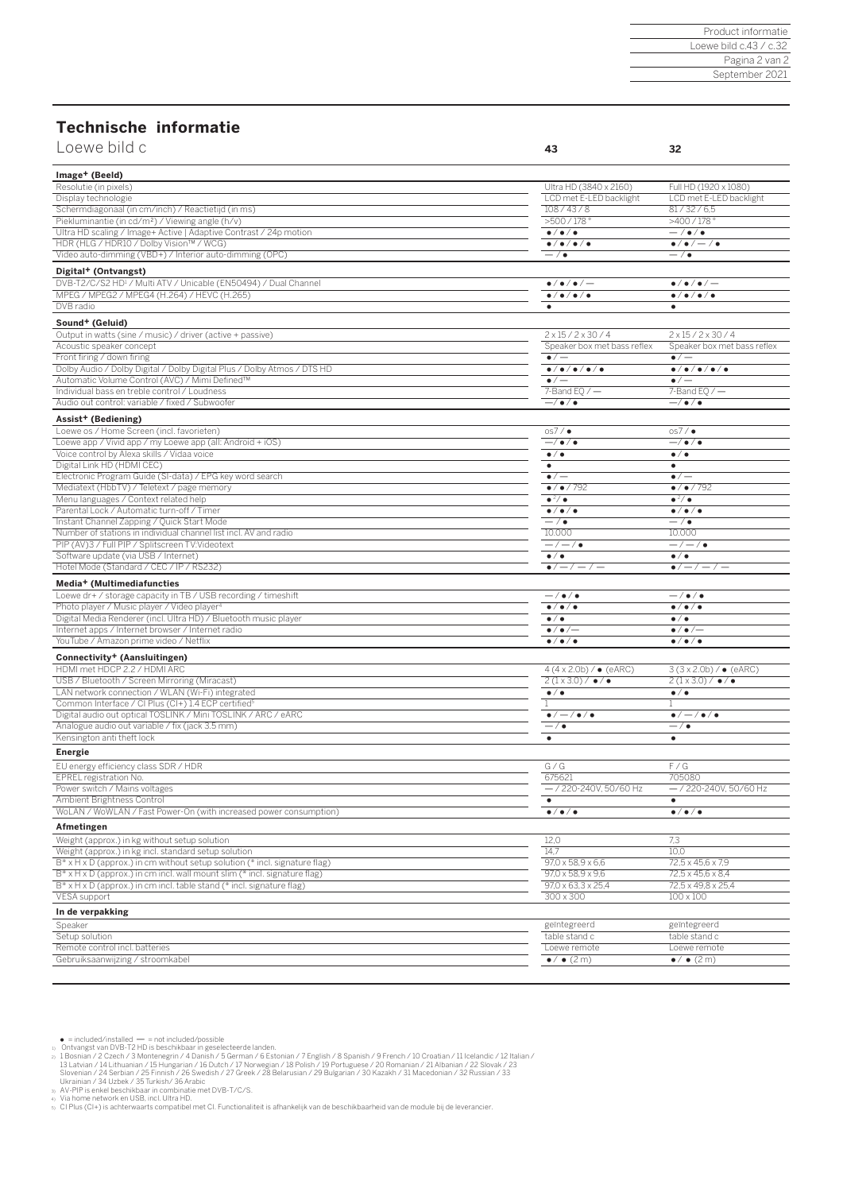# Technische informatie

| Loewe bild c | 43 | 32 |
|---|---|---|
| **Image⁺ (Beeld)** | | |
| Resolutie (in pixels) | Ultra HD (3840 x 2160) | Full HD (1920 x 1080) |
| Display technologie | LCD met E-LED backlight | LCD met E-LED backlight |
| Schermdiagonaal (in cm/inch) / Reactietijd (in ms) | 108 / 43 / 8 | 81 / 32 / 6,5 |
| Piekluminantie (in cd/m²) / Viewing angle (h/v) | >500 / 178 ° | >400 / 178 ° |
| Ultra HD scaling / Image+ Active \| Adaptive Contrast / 24p motion | ● / ● / ● | — / ● / ● |
| HDR (HLG / HDR10 / Dolby Vision™ / WCG) | ● / ● / ● / ● | ● / ● / — / ● |
| Video auto-dimming (VBD+) / Interior auto-dimming (OPC) | — / ● | — / ● |
| **Digital⁺ (Ontvangst)** | | |
| DVB-T2/C/S2 HD[1] / Multi ATV / Unicable (EN50494) / Dual Channel | ● / ● / ● / — | ● / ● / ● / — |
| MPEG / MPEG2 / MPEG4 (H.264) / HEVC (H.265) | ● / ● / ● / ● | ● / ● / ● / ● |
| DVB radio | ● | ● |
| **Sound⁺ (Geluid)** | | |
| Output in watts (sine / music) / driver (active + passive) | 2 x 15 / 2 x 30 / 4 | 2 x 15 / 2 x 30 / 4 |
| Acoustic speaker concept | Speaker box met bass reflex | Speaker box met bass reflex |
| Front firing / down firing | ● / — | ● / — |
| Dolby Audio / Dolby Digital / Dolby Digital Plus / Dolby Atmos / DTS HD | ● / ● / ● / ● / ● | ● / ● / ● / ● / ● |
| Automatic Volume Control (AVC) / Mimi Defined™ | ● / — | ● / — |
| Individual bass en treble control / Loudness | 7-Band EQ / — | 7-Band EQ / — |
| Audio out control: variable / fixed / Subwoofer | — / ● / ● | — / ● / ● |
| **Assist⁺ (Bediening)** | | |
| Loewe os / Home Screen (incl. favorieten) | os7 / ● | os7 / ● |
| Loewe app / Vivid app / my Loewe app (all: Android + iOS) | — / ● / ● | — / ● / ● |
| Voice control by Alexa skills / Vidaa voice | ● / ● | ● / ● |
| Digital Link HD (HDMI CEC) | ● | ● |
| Electronic Program Guide (SI-data) / EPG key word search | ● / — | ● / — |
| Mediatext (HbbTV) / Teletext / page memory | ● / ● / 792 | ● / ● / 792 |
| Menu languages / Context related help | ●[2] / ● | ●[2] / ● |
| Parental Lock / Automatic turn-off / Timer | ● / ● / ● | ● / ● / ● |
| Instant Channel Zapping / Quick Start Mode | — / ● | — / ● |
| Number of stations in individual channel list incl. AV and radio | 10.000 | 10.000 |
| PIP (AV)3 / Full PIP / Splitscreen TV:Videotext | — / — / ● | — / — / ● |
| Software update (via USB / Internet) | ● / ● | ● / ● |
| Hotel Mode (Standard / CEC / IP / RS232) | ● / — / — / — | ● / — / — / — |
| **Media⁺ (Multimediafuncties** | | |
| Loewe dr+ / storage capacity in TB / USB recording / timeshift | — / ● / ● | — / ● / ● |
| Photo player / Music player / Video player[4] | ● / ● / ● | ● / ● / ● |
| Digital Media Renderer (incl. Ultra HD) / Bluetooth music player | ● / ● | ● / ● |
| Internet apps / Internet browser / Internet radio | ● / ● /— | ● / ● /— |
| YouTube / Amazon prime video / Netflix | ● / ● / ● | ● / ● / ● |
| **Connectivity⁺ (Aansluitingen)** | | |
| HDMI met HDCP 2.2 / HDMI ARC | 4 (4 x 2.0b) / ● (eARC) | 3 (3 x 2.0b) / ● (eARC) |
| USB / Bluetooth / Screen Mirroring (Miracast) | 2 (1 x 3.0) / ● / ● | 2 (1 x 3.0) / ● / ● |
| LAN network connection / WLAN (Wi-Fi) integrated | ● / ● | ● / ● |
| Common Interface / CI Plus (CI+) 1.4 ECP certified[5] | 1 | 1 |
| Digital audio out optical TOSLINK / Mini TOSLINK / ARC / eARC | ● / — / ● / ● | ● / — / ● / ● |
| Analogue audio out variable / fix (jack 3.5 mm) | — / ● | — / ● |
| Kensington anti theft lock | ● | ● |
| **Energie** | | |
| EU energy efficiency class SDR / HDR | G / G | F / G |
| EPREL registration No. | 675621 | 705080 |
| Power switch / Mains voltages | — / 220-240V, 50/60 Hz | — / 220-240V, 50/60 Hz |
| Ambient Brightness Control | ● | ● |
| WoLAN / WoWLAN / Fast Power-On (with increased power consumption) | ● / ● / ● | ● / ● / ● |
| **Afmetingen** | | |
| Weight (approx.) in kg without setup solution | 12,0 | 7,3 |
| Weight (approx.) in kg incl. standard setup solution | 14,7 | 10,0 |
| B* x H x D (approx.) in cm without setup solution (* incl. signature flag) | 97,0 x 58,9 x 6,6 | 72,5 x 45,6 x 7,9 |
| B* x H x D (approx.) in cm incl. wall mount slim (* incl. signature flag) | 97,0 x 58,9 x 9,6 | 72,5 x 45,6 x 8,4 |
| B* x H x D (approx.) in cm incl. table stand (* incl. signature flag) | 97,0 x 63,3 x 25,4 | 72,5 x 49,8 x 25,4 |
| VESA support | 300 x 300 | 100 x 100 |
| **In de verpakking** | | |
| Speaker | geïntegreerd | geïntegreerd |
| Setup solution | table stand c | table stand c |
| Remote control incl. batteries | Loewe remote | Loewe remote |
| Gebruiksaanwijzing / stroomkabel | ● / ● (2 m) | ● / ● (2 m) |

● = included/installed — = not included/possible

1) Ontvangst van DVB-T2 HD is beschikbaar in geselecteerde landen.

2) 1 Bosnian / 2 Czech / 3 Montenegrin / 4 Danish / 5 German / 6 Estonian / 7 English / 8 Spanish / 9 French / 10 Croatian / 11 Icelandic / 12 Italian / 13 Latvian / 14 Lithuanian / 15 Hungarian / 16 Dutch / 17 Norwegian / 18 Polish / 19 Portuguese / 20 Romanian / 21 Albanian / 22 Slovak / 23 Slovenian / 24 Serbian / 25 Finnish / 26 Swedish / 27 Greek / 28 Belarusian / 29 Bulgarian / 30 Kazakh / 31 Macedonian / 32 Russian / 33 Ukrainian / 34 Uzbek / 35 Turkish/ 36 Arabic

3) AV-PIP is enkel beschikbaar in combinatie met DVB-T/C/S.

4) Via home network en USB, incl. Ultra HD.

5) CI Plus (CI+) is achterwaarts compatibel met CI. Functionaliteit is afhankelijk van de beschikbaarheid van de module bij de leverancier.